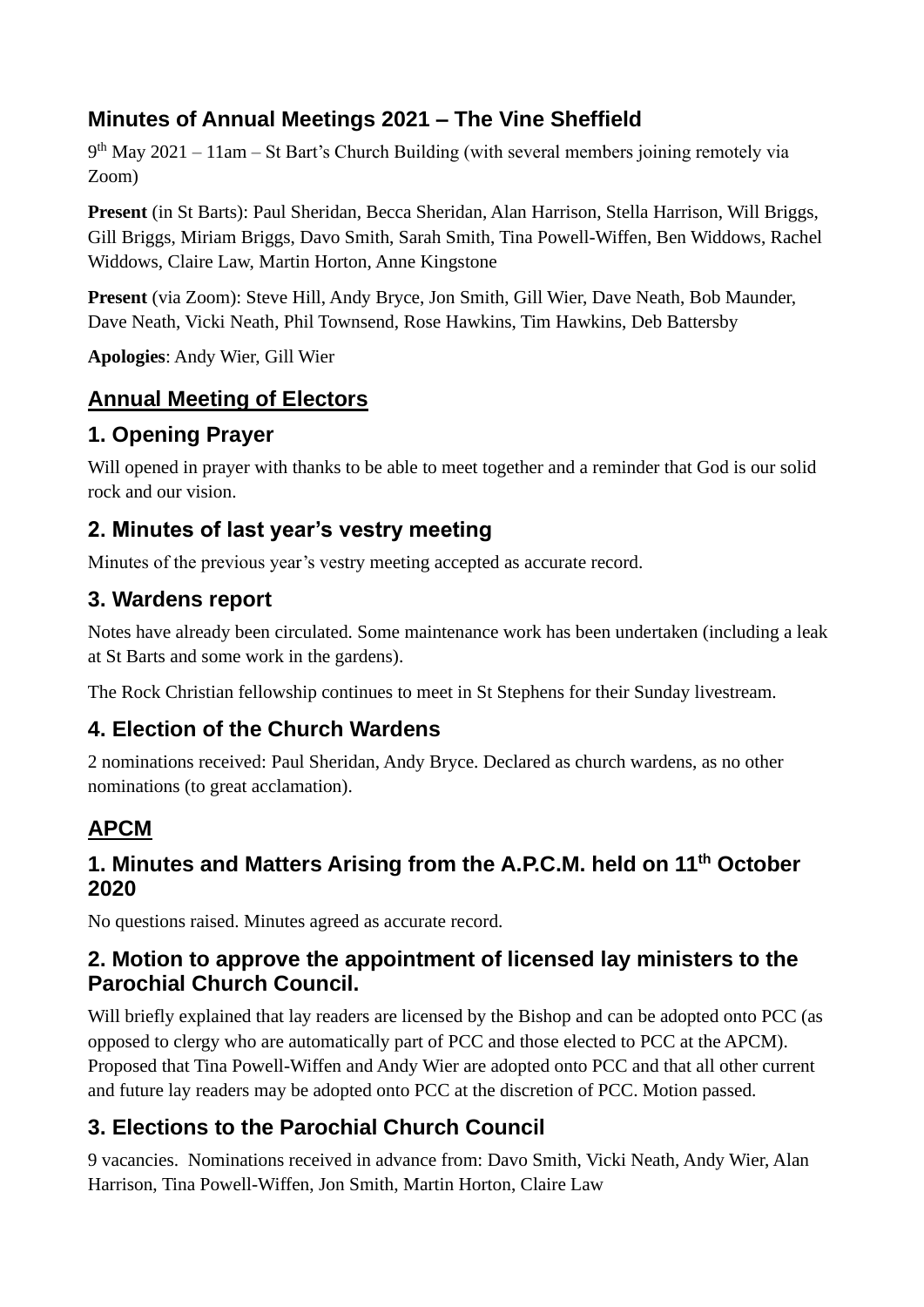# Minutes of Annual Meetings 2021 – The Vine Sheffield

9th May 2021 – 11am – St Bart's Church Building (with several members joining remotely via Zoom)

**Present** (in St Barts): Paul Sheridan, Becca Sheridan, Alan Harrison, Stella Harrison, Will Briggs, Gill Briggs, Miriam Briggs, Davo Smith, Sarah Smith, Tina Powell-Wiffen, Ben Widdows, Rachel Widdows, Claire Law, Martin Horton, Anne Kingstone

**Present** (via Zoom): Steve Hill, Andy Bryce, Jon Smith, Gill Wier, Dave Neath, Bob Maunder, Dave Neath, Vicki Neath, Phil Townsend, Rose Hawkins, Tim Hawkins, Deb Battersby

**Apologies**: Andy Wier, Gill Wier

## Annual Meeting of Electors

### 1. Opening Prayer

Will opened in prayer with thanks to be able to meet together and a reminder that God is our solid rock and our vision.

### 2. Minutes of last year's vestry meeting

Minutes of the previous year's vestry meeting accepted as accurate record.

### 3. Wardens report

Notes have already been circulated. Some maintenance work has been undertaken (including a leak at St Barts and some work in the gardens).

The Rock Christian fellowship continues to meet in St Stephens for their Sunday livestream.

### 4. Election of the Church Wardens

2 nominations received: Paul Sheridan, Andy Bryce. Declared as church wardens, as no other nominations (to great acclamation).

## APCM

### 1. Minutes and Matters Arising from the A.P.C.M. held on 11th October 2020

No questions raised. Minutes agreed as accurate record.

### 2. Motion to approve the appointment of licensed lay ministers to the Parochial Church Council.

Will briefly explained that lay readers are licensed by the Bishop and can be adopted onto PCC (as opposed to clergy who are automatically part of PCC and those elected to PCC at the APCM). Proposed that Tina Powell-Wiffen and Andy Wier are adopted onto PCC and that all other current and future lay readers may be adopted onto PCC at the discretion of PCC. Motion passed.

### 3. Elections to the Parochial Church Council

9 vacancies. Nominations received in advance from: Davo Smith, Vicki Neath, Andy Wier, Alan Harrison, Tina Powell-Wiffen, Jon Smith, Martin Horton, Claire Law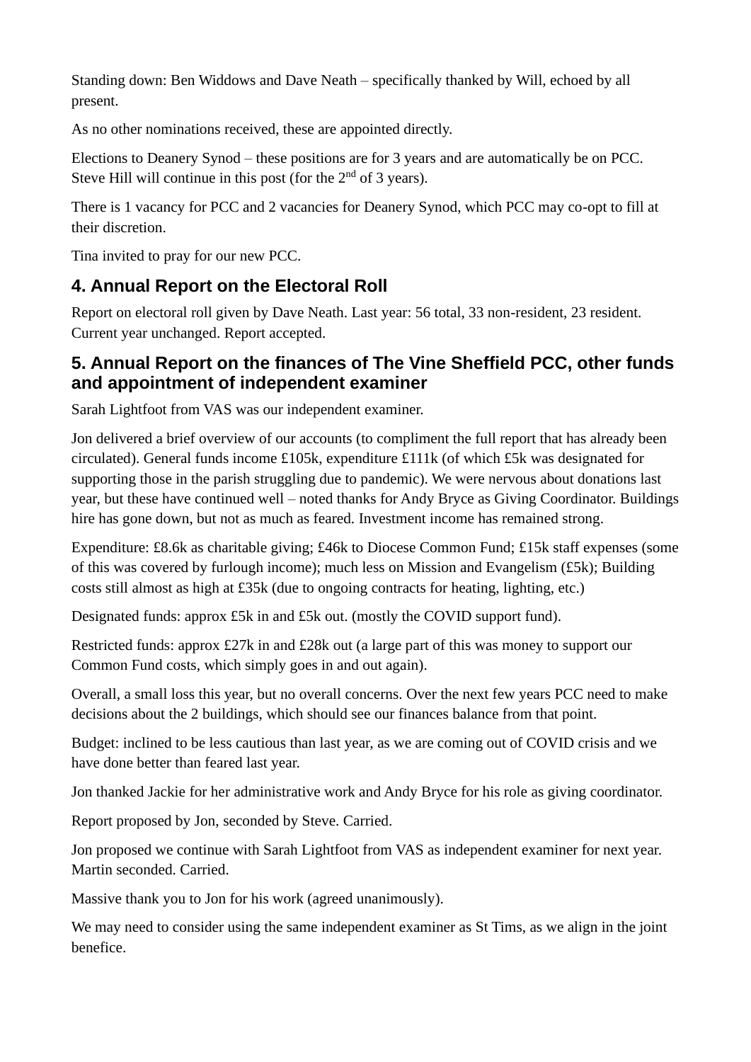Standing down: Ben Widdows and Dave Neath – specifically thanked by Will, echoed by all present.

As no other nominations received, these are appointed directly.

Elections to Deanery Synod – these positions are for 3 years and are automatically be on PCC. Steve Hill will continue in this post (for the 2nd of 3 years).

There is 1 vacancy for PCC and 2 vacancies for Deanery Synod, which PCC may co-opt to fill at their discretion.

Tina invited to pray for our new PCC.

## 4. Annual Report on the Electoral Roll

Report on electoral roll given by Dave Neath. Last year: 56 total, 33 non-resident, 23 resident. Current year unchanged. Report accepted.

## 5. Annual Report on the finances of The Vine Sheffield PCC, other funds and appointment of independent examiner

Sarah Lightfoot from VAS was our independent examiner.

Jon delivered a brief overview of our accounts (to compliment the full report that has already been circulated). General funds income £105k, expenditure £111k (of which £5k was designated for supporting those in the parish struggling due to pandemic). We were nervous about donations last year, but these have continued well – noted thanks for Andy Bryce as Giving Coordinator. Buildings hire has gone down, but not as much as feared. Investment income has remained strong.

Expenditure: £8.6k as charitable giving; £46k to Diocese Common Fund; £15k staff expenses (some of this was covered by furlough income); much less on Mission and Evangelism (£5k); Building costs still almost as high at £35k (due to ongoing contracts for heating, lighting, etc.)

Designated funds: approx £5k in and £5k out. (mostly the COVID support fund).

Restricted funds: approx £27k in and £28k out (a large part of this was money to support our Common Fund costs, which simply goes in and out again).

Overall, a small loss this year, but no overall concerns. Over the next few years PCC need to make decisions about the 2 buildings, which should see our finances balance from that point.

Budget: inclined to be less cautious than last year, as we are coming out of COVID crisis and we have done better than feared last year.

Jon thanked Jackie for her administrative work and Andy Bryce for his role as giving coordinator.

Report proposed by Jon, seconded by Steve. Carried.

Jon proposed we continue with Sarah Lightfoot from VAS as independent examiner for next year. Martin seconded. Carried.

Massive thank you to Jon for his work (agreed unanimously).

We may need to consider using the same independent examiner as St Tims, as we align in the joint benefice.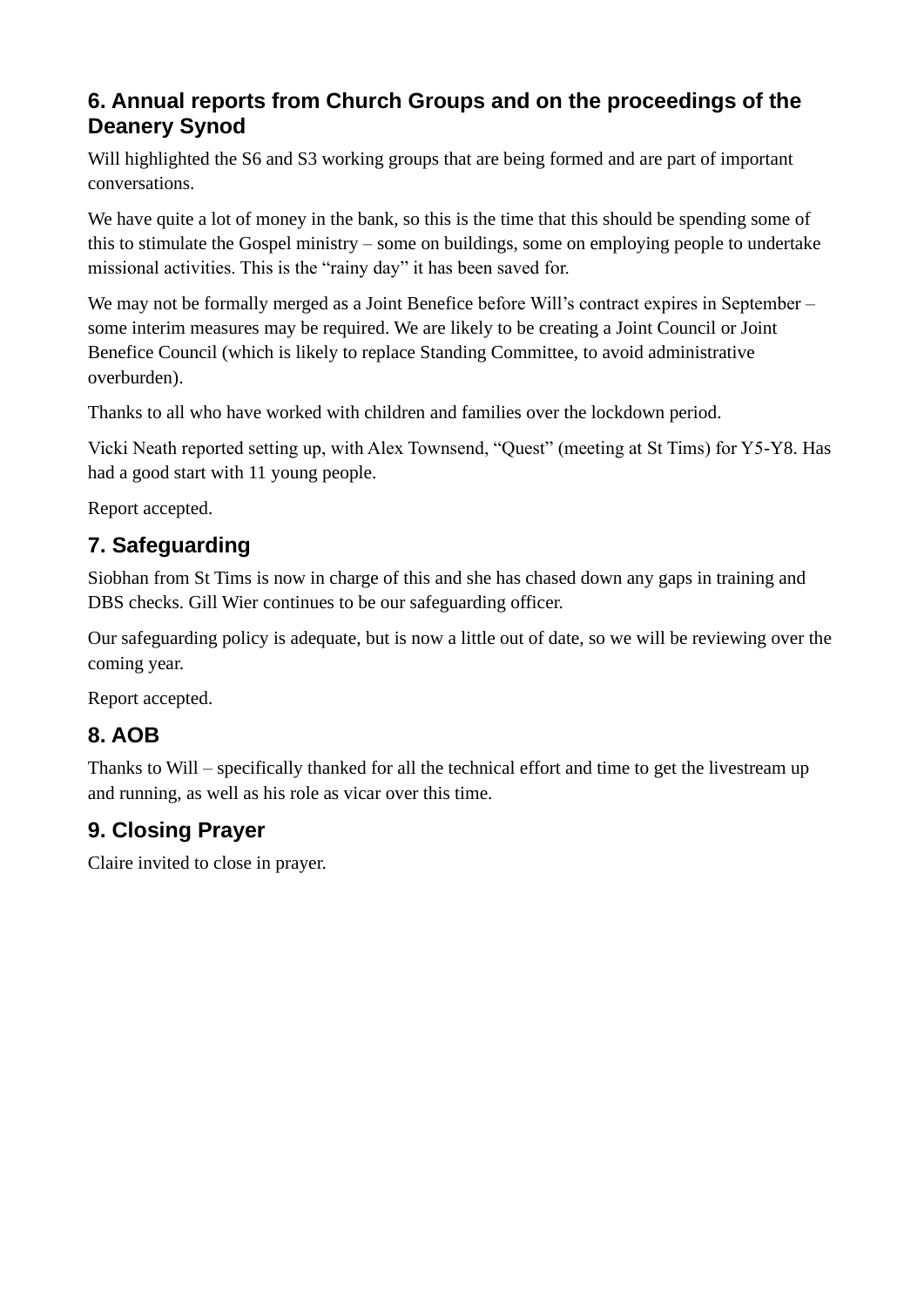## 6. Annual reports from Church Groups and on the proceedings of the Deanery Synod

Will highlighted the S6 and S3 working groups that are being formed and are part of important conversations.

We have quite a lot of money in the bank, so this is the time that this should be spending some of this to stimulate the Gospel ministry – some on buildings, some on employing people to undertake missional activities. This is the "rainy day" it has been saved for.

We may not be formally merged as a Joint Benefice before Will's contract expires in September – some interim measures may be required. We are likely to be creating a Joint Council or Joint Benefice Council (which is likely to replace Standing Committee, to avoid administrative overburden).

Thanks to all who have worked with children and families over the lockdown period.

Vicki Neath reported setting up, with Alex Townsend, "Quest" (meeting at St Tims) for Y5-Y8. Has had a good start with 11 young people.

Report accepted.

## 7. Safeguarding

Siobhan from St Tims is now in charge of this and she has chased down any gaps in training and DBS checks. Gill Wier continues to be our safeguarding officer.

Our safeguarding policy is adequate, but is now a little out of date, so we will be reviewing over the coming year.

Report accepted.

## 8. AOB

Thanks to Will – specifically thanked for all the technical effort and time to get the livestream up and running, as well as his role as vicar over this time.

## 9. Closing Prayer

Claire invited to close in prayer.